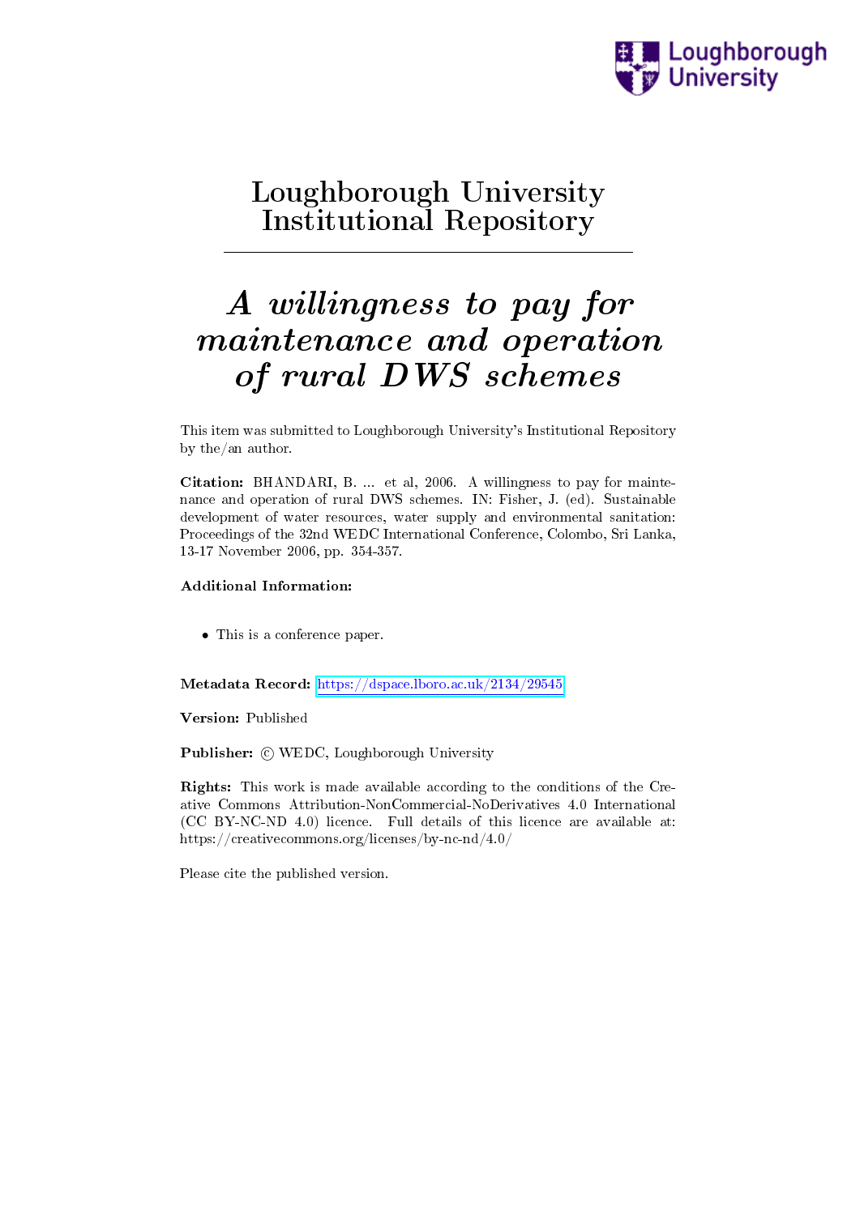# Loughborough University Institutional Repository

# *A willingness to pay for maintenance and operation of rural DWS schemes*

This item was submitted to Loughborough University's Institutional Repository by the/an author.

**Citation:** BHANDARI, B. ... et al, 2006. A willingness to pay for maintenance and operation of rural DWS schemes. IN: Fisher, J. (ed). Sustainable development of water resources, water supply and environmental sanitation: Proceedings of the 32nd WEDC International Conference, Colombo, Sri Lanka, 13-17 November 2006, pp. 354-357.

**Additional Information:**

- This is a conference paper.

**Metadata Record:** https://dspace.lboro.ac.uk/2134/29545

**Version:** Published

**Publisher:** © WEDC, Loughborough University

**Rights:** This work is made available according to the conditions of the Creative Commons Attribution-NonCommercial-NoDerivatives 4.0 International (CC BY-NC-ND 4.0) licence. Full details of this licence are available at: https://creativecommons.org/licenses/by-nc-nd/4.0/

Please cite the published version.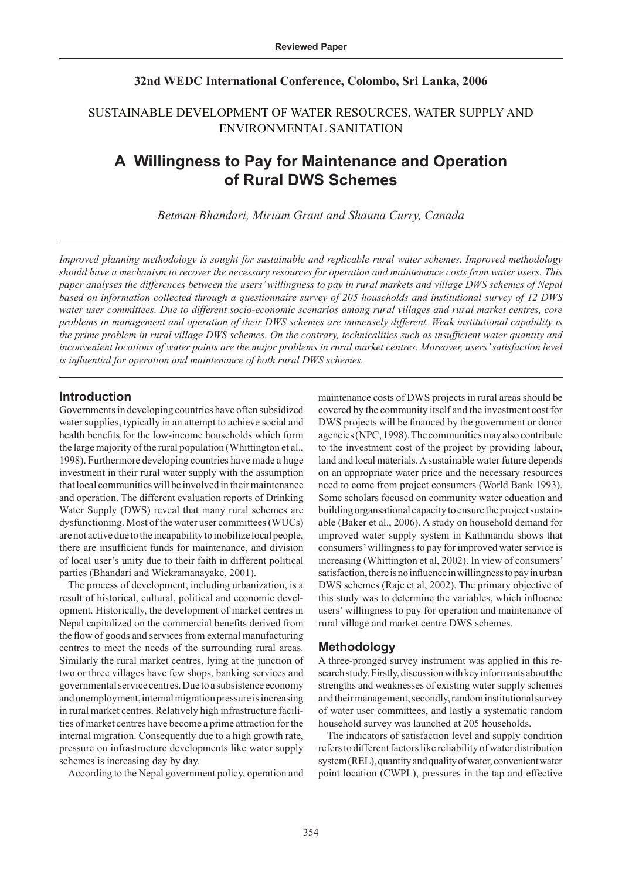**Reviewed Paper**

**32nd WEDC International Conference, Colombo, Sri Lanka, 2006**

SUSTAINABLE DEVELOPMENT OF WATER RESOURCES, WATER SUPPLY AND ENVIRONMENTAL SANITATION

# A Willingness to Pay for Maintenance and Operation of Rural DWS Schemes

*Betman Bhandari, Miriam Grant and Shauna Curry, Canada*

*Improved planning methodology is sought for sustainable and replicable rural water schemes. Improved methodology should have a mechanism to recover the necessary resources for operation and maintenance costs from water users. This paper analyses the differences between the users' willingness to pay in rural markets and village DWS schemes of Nepal based on information collected through a questionnaire survey of 205 households and institutional survey of 12 DWS water user committees. Due to different socio-economic scenarios among rural villages and rural market centres, core problems in management and operation of their DWS schemes are immensely different. Weak institutional capability is the prime problem in rural village DWS schemes. On the contrary, technicalities such as insufficient water quantity and inconvenient locations of water points are the major problems in rural market centres. Moreover, users' satisfaction level is influential for operation and maintenance of both rural DWS schemes.*

## Introduction

Governments in developing countries have often subsidized water supplies, typically in an attempt to achieve social and health benefits for the low-income households which form the large majority of the rural population (Whittington et al., 1998). Furthermore developing countries have made a huge investment in their rural water supply with the assumption that local communities will be involved in their maintenance and operation. The different evaluation reports of Drinking Water Supply (DWS) reveal that many rural schemes are dysfunctioning. Most of the water user committees (WUCs) are not active due to the incapability to mobilize local people, there are insufficient funds for maintenance, and division of local user's unity due to their faith in different political parties (Bhandari and Wickramanayake, 2001).

The process of development, including urbanization, is a result of historical, cultural, political and economic development. Historically, the development of market centres in Nepal capitalized on the commercial benefits derived from the flow of goods and services from external manufacturing centres to meet the needs of the surrounding rural areas. Similarly the rural market centres, lying at the junction of two or three villages have few shops, banking services and governmental service centres. Due to a subsistence economy and unemployment, internal migration pressure is increasing in rural market centres. Relatively high infrastructure facilities of market centres have become a prime attraction for the internal migration. Consequently due to a high growth rate, pressure on infrastructure developments like water supply schemes is increasing day by day.

According to the Nepal government policy, operation and maintenance costs of DWS projects in rural areas should be covered by the community itself and the investment cost for DWS projects will be financed by the government or donor agencies (NPC, 1998). The communities may also contribute to the investment cost of the project by providing labour, land and local materials. A sustainable water future depends on an appropriate water price and the necessary resources need to come from project consumers (World Bank 1993). Some scholars focused on community water education and building organsational capacity to ensure the project sustainable (Baker et al., 2006). A study on household demand for improved water supply system in Kathmandu shows that consumers' willingness to pay for improved water service is increasing (Whittington et al, 2002). In view of consumers' satisfaction, there is no influence in willingness to pay in urban DWS schemes (Raje et al, 2002). The primary objective of this study was to determine the variables, which influence users' willingness to pay for operation and maintenance of rural village and market centre DWS schemes.

## Methodology

A three-pronged survey instrument was applied in this research study. Firstly, discussion with key informants about the strengths and weaknesses of existing water supply schemes and their management, secondly, random institutional survey of water user committees, and lastly a systematic random household survey was launched at 205 households.

The indicators of satisfaction level and supply condition refers to different factors like reliability of water distribution system (REL), quantity and quality of water, convenient water point location (CWPL), pressures in the tap and effective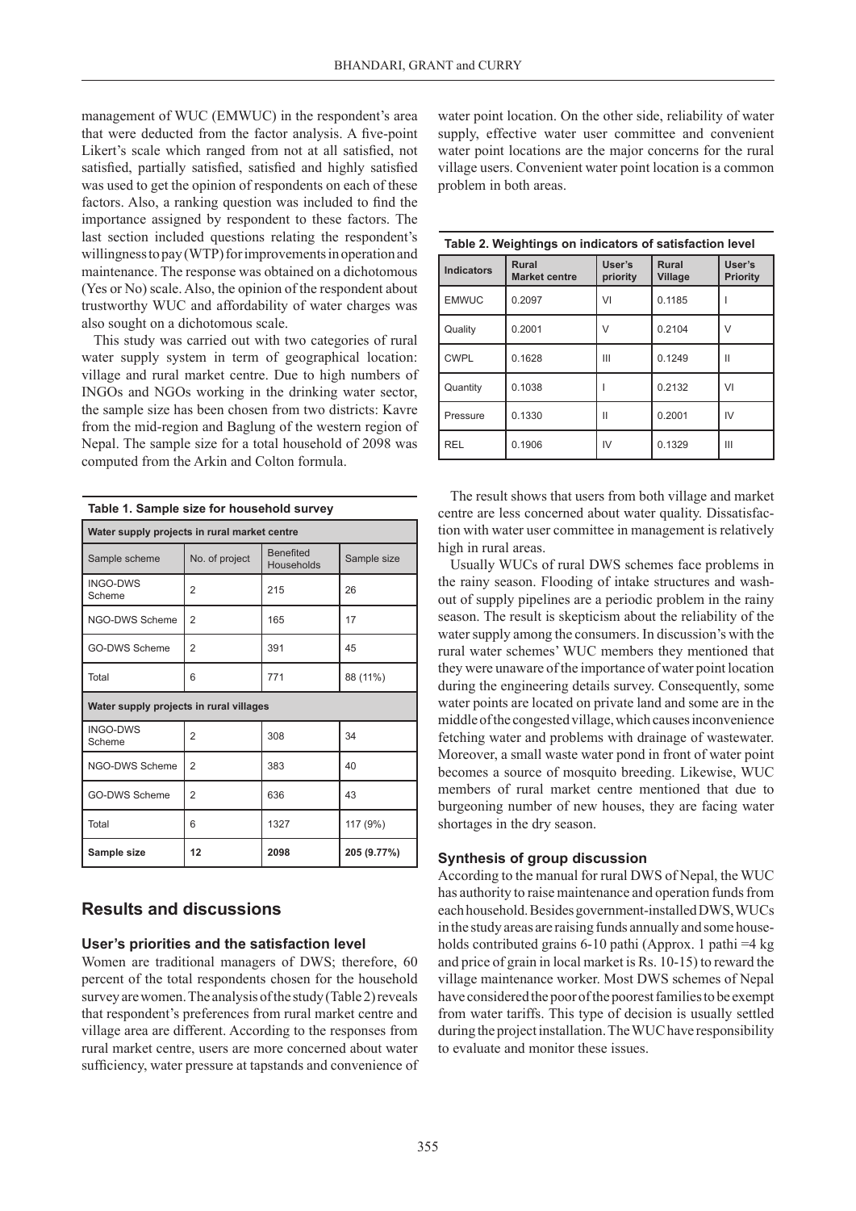management of WUC (EMWUC) in the respondent's area that were deducted from the factor analysis. A five-point Likert's scale which ranged from not at all satisfied, not satisfied, partially satisfied, satisfied and highly satisfied was used to get the opinion of respondents on each of these factors. Also, a ranking question was included to find the importance assigned by respondent to these factors. The last section included questions relating the respondent's willingness to pay (WTP) for improvements in operation and maintenance. The response was obtained on a dichotomous (Yes or No) scale. Also, the opinion of the respondent about trustworthy WUC and affordability of water charges was also sought on a dichotomous scale.

This study was carried out with two categories of rural water supply system in term of geographical location: village and rural market centre. Due to high numbers of INGOs and NGOs working in the drinking water sector, the sample size has been chosen from two districts: Kavre from the mid-region and Baglung of the western region of Nepal. The sample size for a total household of 2098 was computed from the Arkin and Colton formula.

**Table 1. Sample size for household survey**

| Sample scheme | No. of project | Benefited Households | Sample size |
|---|---|---|---|
| **Water supply projects in rural market centre** | | | |
| INGO-DWS Scheme | 2 | 215 | 26 |
| NGO-DWS Scheme | 2 | 165 | 17 |
| GO-DWS Scheme | 2 | 391 | 45 |
| Total | 6 | 771 | 88 (11%) |
| **Water supply projects in rural villages** | | | |
| INGO-DWS Scheme | 2 | 308 | 34 |
| NGO-DWS Scheme | 2 | 383 | 40 |
| GO-DWS Scheme | 2 | 636 | 43 |
| Total | 6 | 1327 | 117 (9%) |
| **Sample size** | **12** | **2098** | **205 (9.77%)** |

## Results and discussions

### User's priorities and the satisfaction level

Women are traditional managers of DWS; therefore, 60 percent of the total respondents chosen for the household survey are women. The analysis of the study (Table 2) reveals that respondent's preferences from rural market centre and village area are different. According to the responses from rural market centre, users are more concerned about water sufficiency, water pressure at tapstands and convenience of water point location. On the other side, reliability of water supply, effective water user committee and convenient water point locations are the major concerns for the rural village users. Convenient water point location is a common problem in both areas.

**Table 2. Weightings on indicators of satisfaction level**

| Indicators | Rural Market centre | User's priority | Rural Village | User's Priority |
|---|---|---|---|---|
| EMWUC | 0.2097 | VI | 0.1185 | I |
| Quality | 0.2001 | V | 0.2104 | V |
| CWPL | 0.1628 | III | 0.1249 | II |
| Quantity | 0.1038 | I | 0.2132 | VI |
| Pressure | 0.1330 | II | 0.2001 | IV |
| REL | 0.1906 | IV | 0.1329 | III |

The result shows that users from both village and market centre are less concerned about water quality. Dissatisfaction with water user committee in management is relatively high in rural areas.

Usually WUCs of rural DWS schemes face problems in the rainy season. Flooding of intake structures and wash-out of supply pipelines are a periodic problem in the rainy season. The result is skepticism about the reliability of the water supply among the consumers. In discussion's with the rural water schemes' WUC members they mentioned that they were unaware of the importance of water point location during the engineering details survey. Consequently, some water points are located on private land and some are in the middle of the congested village, which causes inconvenience fetching water and problems with drainage of wastewater. Moreover, a small waste water pond in front of water point becomes a source of mosquito breeding. Likewise, WUC members of rural market centre mentioned that due to burgeoning number of new houses, they are facing water shortages in the dry season.

### Synthesis of group discussion

According to the manual for rural DWS of Nepal, the WUC has authority to raise maintenance and operation funds from each household. Besides government-installed DWS, WUCs in the study areas are raising funds annually and some households contributed grains 6-10 pathi (Approx. 1 pathi =4 kg and price of grain in local market is Rs. 10-15) to reward the village maintenance worker. Most DWS schemes of Nepal have considered the poor of the poorest families to be exempt from water tariffs. This type of decision is usually settled during the project installation. The WUC have responsibility to evaluate and monitor these issues.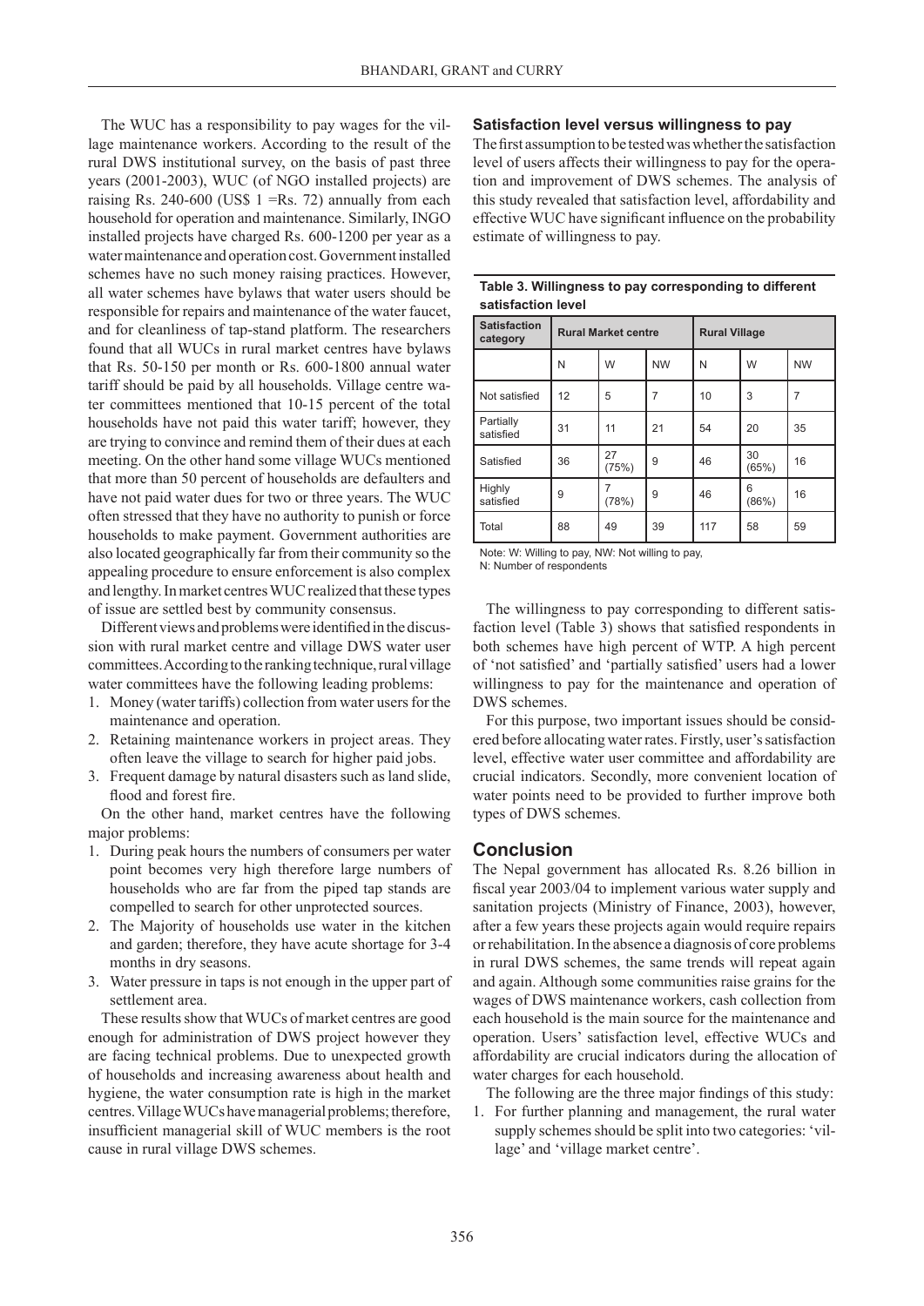The WUC has a responsibility to pay wages for the village maintenance workers. According to the result of the rural DWS institutional survey, on the basis of past three years (2001-2003), WUC (of NGO installed projects) are raising Rs. 240-600 (US$ 1 =Rs. 72) annually from each household for operation and maintenance. Similarly, INGO installed projects have charged Rs. 600-1200 per year as a water maintenance and operation cost. Government installed schemes have no such money raising practices. However, all water schemes have bylaws that water users should be responsible for repairs and maintenance of the water faucet, and for cleanliness of tap-stand platform. The researchers found that all WUCs in rural market centres have bylaws that Rs. 50-150 per month or Rs. 600-1800 annual water tariff should be paid by all households. Village centre water committees mentioned that 10-15 percent of the total households have not paid this water tariff; however, they are trying to convince and remind them of their dues at each meeting. On the other hand some village WUCs mentioned that more than 50 percent of households are defaulters and have not paid water dues for two or three years. The WUC often stressed that they have no authority to punish or force households to make payment. Government authorities are also located geographically far from their community so the appealing procedure to ensure enforcement is also complex and lengthy. In market centres WUC realized that these types of issue are settled best by community consensus.

Different views and problems were identified in the discussion with rural market centre and village DWS water user committees. According to the ranking technique, rural village water committees have the following leading problems:

1. Money (water tariffs) collection from water users for the maintenance and operation.
2. Retaining maintenance workers in project areas. They often leave the village to search for higher paid jobs.
3. Frequent damage by natural disasters such as land slide, flood and forest fire.

On the other hand, market centres have the following major problems:

1. During peak hours the numbers of consumers per water point becomes very high therefore large numbers of households who are far from the piped tap stands are compelled to search for other unprotected sources.
2. The Majority of households use water in the kitchen and garden; therefore, they have acute shortage for 3-4 months in dry seasons.
3. Water pressure in taps is not enough in the upper part of settlement area.

These results show that WUCs of market centres are good enough for administration of DWS project however they are facing technical problems. Due to unexpected growth of households and increasing awareness about health and hygiene, the water consumption rate is high in the market centres. Village WUCs have managerial problems; therefore, insufficient managerial skill of WUC members is the root cause in rural village DWS schemes.

### Satisfaction level versus willingness to pay

The first assumption to be tested was whether the satisfaction level of users affects their willingness to pay for the operation and improvement of DWS schemes. The analysis of this study revealed that satisfaction level, affordability and effective WUC have significant influence on the probability estimate of willingness to pay.

**Table 3. Willingness to pay corresponding to different satisfaction level**

| Satisfaction category | Rural Market centre | | | Rural Village | | |
|---|---|---|---|---|---|---|
| | N | W | NW | N | W | NW |
| Not satisfied | 12 | 5 | 7 | 10 | 3 | 7 |
| Partially satisfied | 31 | 11 | 21 | 54 | 20 | 35 |
| Satisfied | 36 | 27 (75%) | 9 | 46 | 30 (65%) | 16 |
| Highly satisfied | 9 | 7 (78%) | 9 | 46 | 6 (86%) | 16 |
| Total | 88 | 49 | 39 | 117 | 58 | 59 |

Note: W: Willing to pay, NW: Not willing to pay,
N: Number of respondents

The willingness to pay corresponding to different satisfaction level (Table 3) shows that satisfied respondents in both schemes have high percent of WTP. A high percent of 'not satisfied' and 'partially satisfied' users had a lower willingness to pay for the maintenance and operation of DWS schemes.

For this purpose, two important issues should be considered before allocating water rates. Firstly, user's satisfaction level, effective water user committee and affordability are crucial indicators. Secondly, more convenient location of water points need to be provided to further improve both types of DWS schemes.

## Conclusion

The Nepal government has allocated Rs. 8.26 billion in fiscal year 2003/04 to implement various water supply and sanitation projects (Ministry of Finance, 2003), however, after a few years these projects again would require repairs or rehabilitation. In the absence a diagnosis of core problems in rural DWS schemes, the same trends will repeat again and again. Although some communities raise grains for the wages of DWS maintenance workers, cash collection from each household is the main source for the maintenance and operation. Users' satisfaction level, effective WUCs and affordability are crucial indicators during the allocation of water charges for each household.

The following are the three major findings of this study:

1. For further planning and management, the rural water supply schemes should be split into two categories: 'village' and 'village market centre'.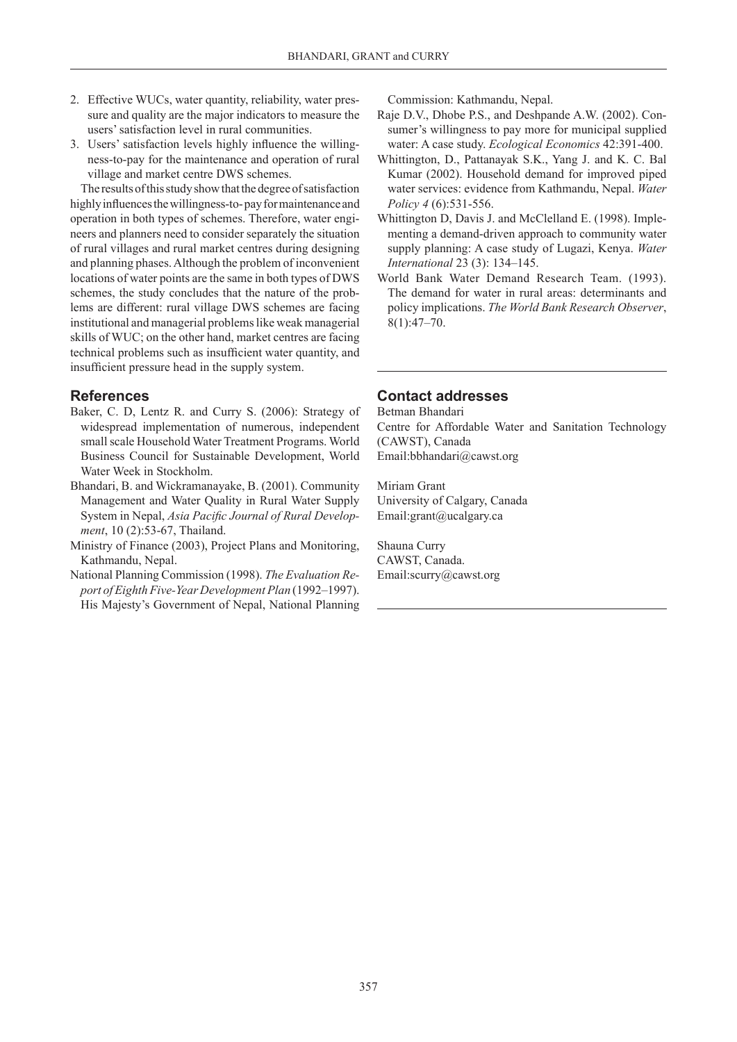2. Effective WUCs, water quantity, reliability, water pressure and quality are the major indicators to measure the users' satisfaction level in rural communities.
3. Users' satisfaction levels highly influence the willingness-to-pay for the maintenance and operation of rural village and market centre DWS schemes.

The results of this study show that the degree of satisfaction highly influences the willingness-to- pay for maintenance and operation in both types of schemes. Therefore, water engineers and planners need to consider separately the situation of rural villages and rural market centres during designing and planning phases. Although the problem of inconvenient locations of water points are the same in both types of DWS schemes, the study concludes that the nature of the problems are different: rural village DWS schemes are facing institutional and managerial problems like weak managerial skills of WUC; on the other hand, market centres are facing technical problems such as insufficient water quantity, and insufficient pressure head in the supply system.

## References

Baker, C. D, Lentz R. and Curry S. (2006): Strategy of widespread implementation of numerous, independent small scale Household Water Treatment Programs. World Business Council for Sustainable Development, World Water Week in Stockholm.

Bhandari, B. and Wickramanayake, B. (2001). Community Management and Water Quality in Rural Water Supply System in Nepal, *Asia Pacific Journal of Rural Development*, 10 (2):53-67, Thailand.

Ministry of Finance (2003), Project Plans and Monitoring, Kathmandu, Nepal.

National Planning Commission (1998). *The Evaluation Report of Eighth Five-Year Development Plan* (1992–1997). His Majesty's Government of Nepal, National Planning Commission: Kathmandu, Nepal.

Raje D.V., Dhobe P.S., and Deshpande A.W. (2002). Consumer's willingness to pay more for municipal supplied water: A case study. *Ecological Economics* 42:391-400.

Whittington, D., Pattanayak S.K., Yang J. and K. C. Bal Kumar (2002). Household demand for improved piped water services: evidence from Kathmandu, Nepal. *Water Policy 4* (6):531-556.

Whittington D, Davis J. and McClelland E. (1998). Implementing a demand-driven approach to community water supply planning: A case study of Lugazi, Kenya. *Water International* 23 (3): 134–145.

World Bank Water Demand Research Team. (1993). The demand for water in rural areas: determinants and policy implications. *The World Bank Research Observer*, 8(1):47–70.

## Contact addresses

Betman Bhandari
Centre for Affordable Water and Sanitation Technology (CAWST), Canada
Email:bbhandari@cawst.org

Miriam Grant
University of Calgary, Canada
Email:grant@ucalgary.ca

Shauna Curry
CAWST, Canada.
Email:scurry@cawst.org